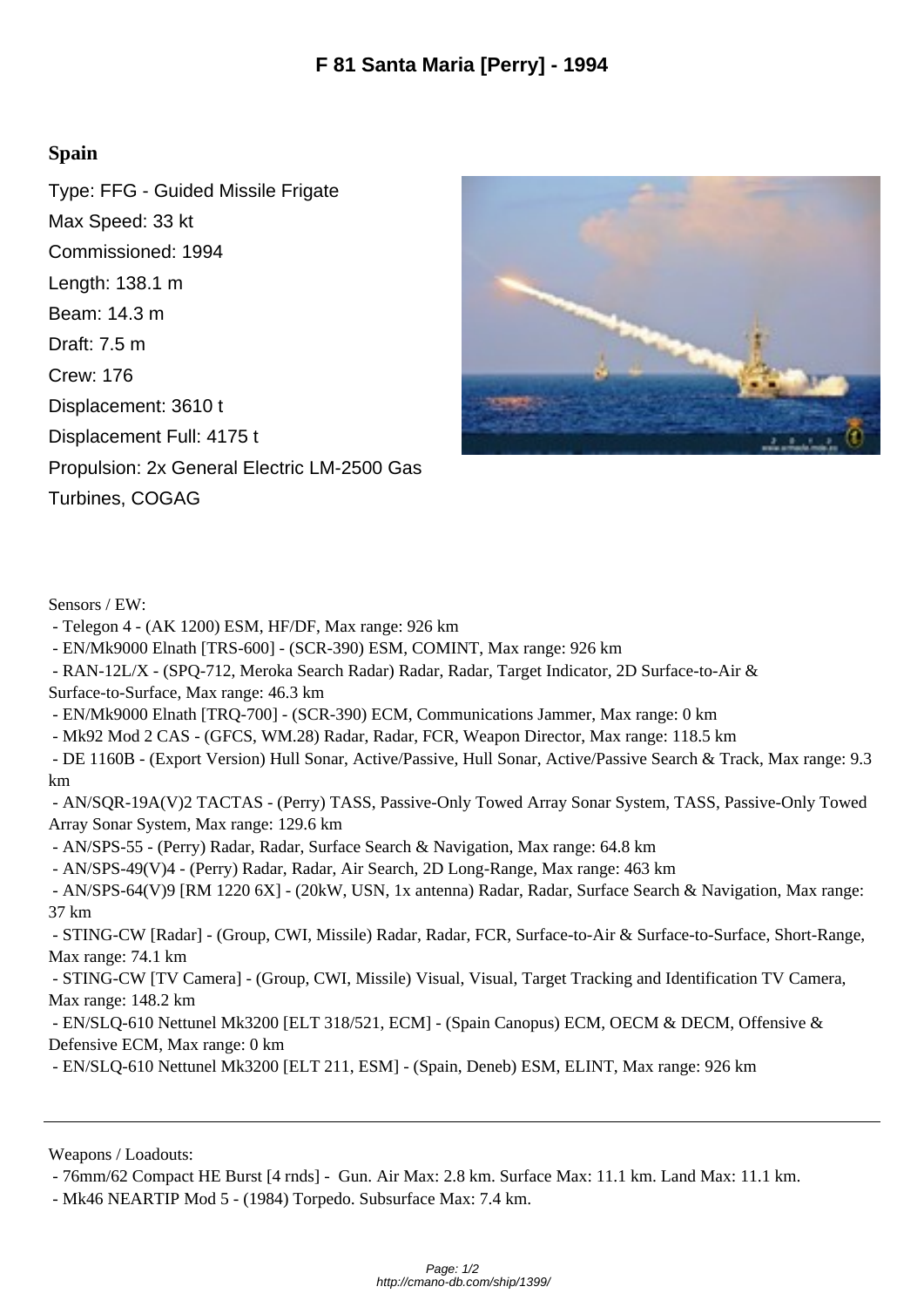# F 81 Santa Maria [Perry] - 1994

## Spain

Type: FFG - Guided Missile Frigate

Max Speed: 33 kt

Commissioned: 1994

Length: 138.1 m

Beam: 14.3 m

Draft: 7.5 m

Crew: 176

Displacement: 3610 t

Displacement Full: 4175 t

Propulsion: 2x General Electric LM-2500 Gas Turbines, COGAG

Sensors / EW:

- Telegon 4 - (AK 1200) ESM, HF/DF, Max range: 926 km
- EN/Mk9000 Elnath [TRS-600] - (SCR-390) ESM, COMINT, Max range: 926 km
- RAN-12L/X - (SPQ-712, Meroka Search Radar) Radar, Radar, Target Indicator, 2D Surface-to-Air & Surface-to-Surface, Max range: 46.3 km
- EN/Mk9000 Elnath [TRQ-700] - (SCR-390) ECM, Communications Jammer, Max range: 0 km
- Mk92 Mod 2 CAS - (GFCS, WM.28) Radar, Radar, FCR, Weapon Director, Max range: 118.5 km
- DE 1160B - (Export Version) Hull Sonar, Active/Passive, Hull Sonar, Active/Passive Search & Track, Max range: 9.3 km
- AN/SQR-19A(V)2 TACTAS - (Perry) TASS, Passive-Only Towed Array Sonar System, TASS, Passive-Only Towed Array Sonar System, Max range: 129.6 km
- AN/SPS-55 - (Perry) Radar, Radar, Surface Search & Navigation, Max range: 64.8 km
- AN/SPS-49(V)4 - (Perry) Radar, Radar, Air Search, 2D Long-Range, Max range: 463 km
- AN/SPS-64(V)9 [RM 1220 6X] - (20kW, USN, 1x antenna) Radar, Radar, Surface Search & Navigation, Max range: 37 km
- STING-CW [Radar] - (Group, CWI, Missile) Radar, Radar, FCR, Surface-to-Air & Surface-to-Surface, Short-Range, Max range: 74.1 km
- STING-CW [TV Camera] - (Group, CWI, Missile) Visual, Visual, Target Tracking and Identification TV Camera, Max range: 148.2 km
- EN/SLQ-610 Nettunel Mk3200 [ELT 318/521, ECM] - (Spain Canopus) ECM, OECM & DECM, Offensive & Defensive ECM, Max range: 0 km
- EN/SLQ-610 Nettunel Mk3200 [ELT 211, ESM] - (Spain, Deneb) ESM, ELINT, Max range: 926 km

---

Weapons / Loadouts:

- 76mm/62 Compact HE Burst [4 rnds] - Gun. Air Max: 2.8 km. Surface Max: 11.1 km. Land Max: 11.1 km.
- Mk46 NEARTIP Mod 5 - (1984) Torpedo. Subsurface Max: 7.4 km.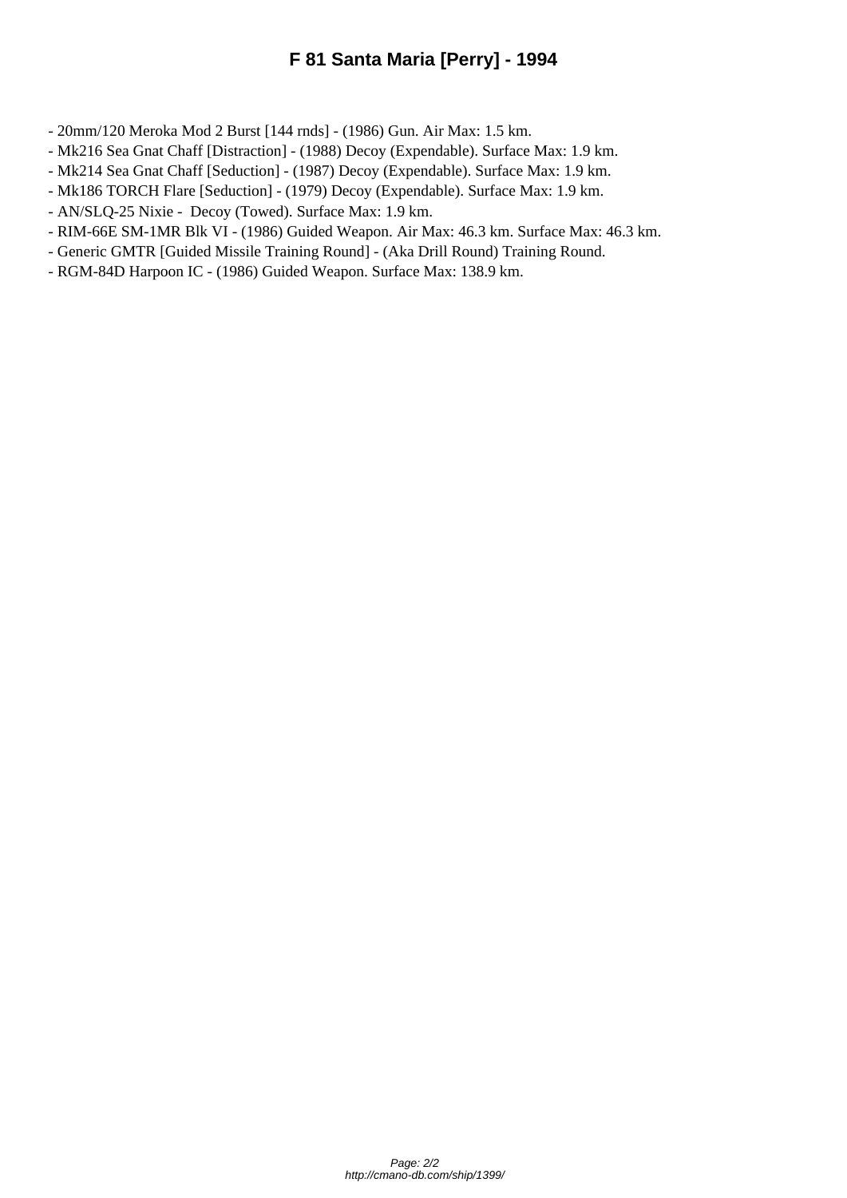# F 81 Santa Maria [Perry] - 1994

- 20mm/120 Meroka Mod 2 Burst [144 rnds] - (1986) Gun. Air Max: 1.5 km.
- Mk216 Sea Gnat Chaff [Distraction] - (1988) Decoy (Expendable). Surface Max: 1.9 km.
- Mk214 Sea Gnat Chaff [Seduction] - (1987) Decoy (Expendable). Surface Max: 1.9 km.
- Mk186 TORCH Flare [Seduction] - (1979) Decoy (Expendable). Surface Max: 1.9 km.
- AN/SLQ-25 Nixie -  Decoy (Towed). Surface Max: 1.9 km.
- RIM-66E SM-1MR Blk VI - (1986) Guided Weapon. Air Max: 46.3 km. Surface Max: 46.3 km.
- Generic GMTR [Guided Missile Training Round] - (Aka Drill Round) Training Round.
- RGM-84D Harpoon IC - (1986) Guided Weapon. Surface Max: 138.9 km.